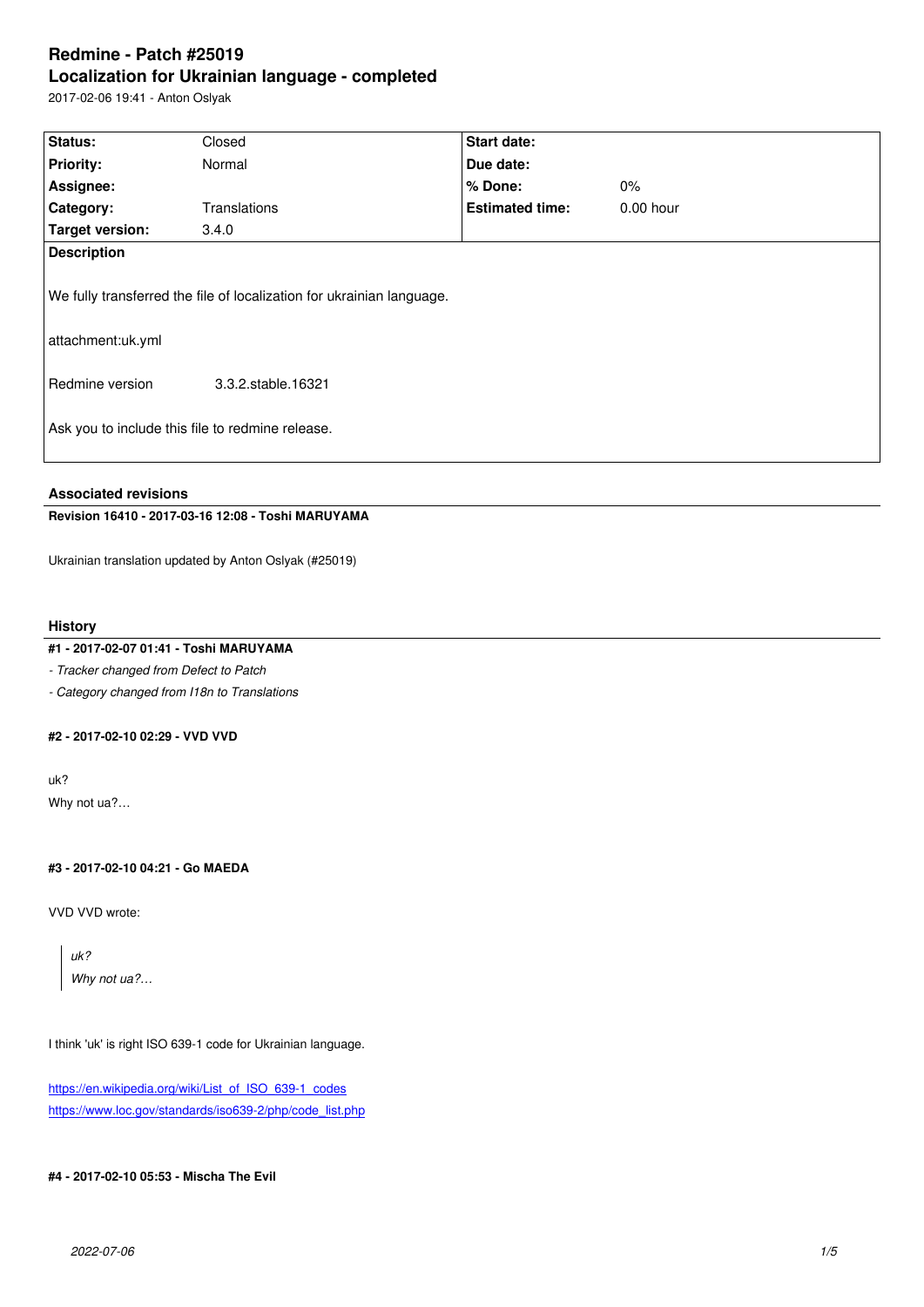# Redmine - Patch #25019

## Localization for Ukrainian language - completed

2017-02-06 19:41 - Anton Oslyak

| | | | |
|---|---|---|---|
| **Status:** | Closed | **Start date:** | |
| **Priority:** | Normal | **Due date:** | |
| **Assignee:** | | **% Done:** | 0% |
| **Category:** | Translations | **Estimated time:** | 0.00 hour |
| **Target version:** | 3.4.0 | | |

**Description**

We fully transferred the file of localization for ukrainian language.

attachment:uk.yml

| | |
|---|---|
| Redmine version | 3.3.2.stable.16321 |

Ask you to include this file to redmine release.

### Associated revisions

**Revision 16410 - 2017-03-16 12:08 - Toshi MARUYAMA**

Ukrainian translation updated by Anton Oslyak (#25019)

### History

**#1 - 2017-02-07 01:41 - Toshi MARUYAMA**

- *Tracker changed from Defect to Patch*
- *Category changed from I18n to Translations*

**#2 - 2017-02-10 02:29 - VVD VVD**

uk?
Why not ua?...

**#3 - 2017-02-10 04:21 - Go MAEDA**

VVD VVD wrote:

> *uk?*
> *Why not ua?...*

I think 'uk' is right ISO 639-1 code for Ukrainian language.

https://en.wikipedia.org/wiki/List_of_ISO_639-1_codes
https://www.loc.gov/standards/iso639-2/php/code_list.php

**#4 - 2017-02-10 05:53 - Mischa The Evil**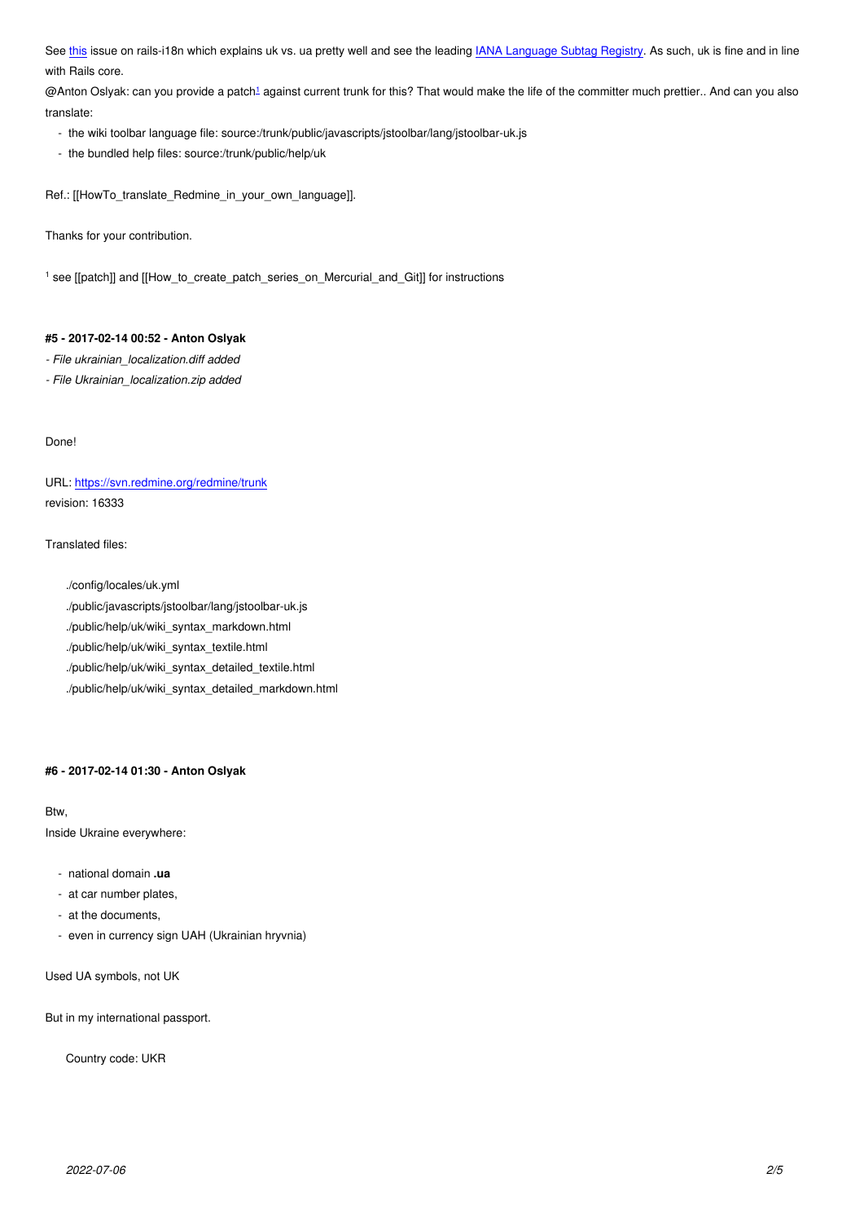See [this](#) issue on rails-i18n which explains uk vs. ua pretty well and see the leading [IANA Language Subtag Registry](#). As such, uk is fine and in line with Rails core.

@Anton Oslyak: can you provide a patch[1] against current trunk for this? That would make the life of the committer much prettier.. And can you also translate:

- the wiki toolbar language file: source:/trunk/public/javascripts/jstoolbar/lang/jstoolbar-uk.js
- the bundled help files: source:/trunk/public/help/uk

Ref.: [[HowTo_translate_Redmine_in_your_own_language]].

Thanks for your contribution.

[1] see [[patch]] and [[How_to_create_patch_series_on_Mercurial_and_Git]] for instructions

#### #5 - 2017-02-14 00:52 - Anton Oslyak

*- File ukrainian_localization.diff added*

*- File Ukrainian_localization.zip added*

Done!

URL: https://svn.redmine.org/redmine/trunk
revision: 16333

Translated files:

```
./config/locales/uk.yml
./public/javascripts/jstoolbar/lang/jstoolbar-uk.js
./public/help/uk/wiki_syntax_markdown.html
./public/help/uk/wiki_syntax_textile.html
./public/help/uk/wiki_syntax_detailed_textile.html
./public/help/uk/wiki_syntax_detailed_markdown.html
```

#### #6 - 2017-02-14 01:30 - Anton Oslyak

Btw,
Inside Ukraine everywhere:

- national domain **.ua**
- at car number plates,
- at the documents,
- even in currency sign UAH (Ukrainian hryvnia)

Used UA symbols, not UK

But in my international passport.

```
Country code: UKR
```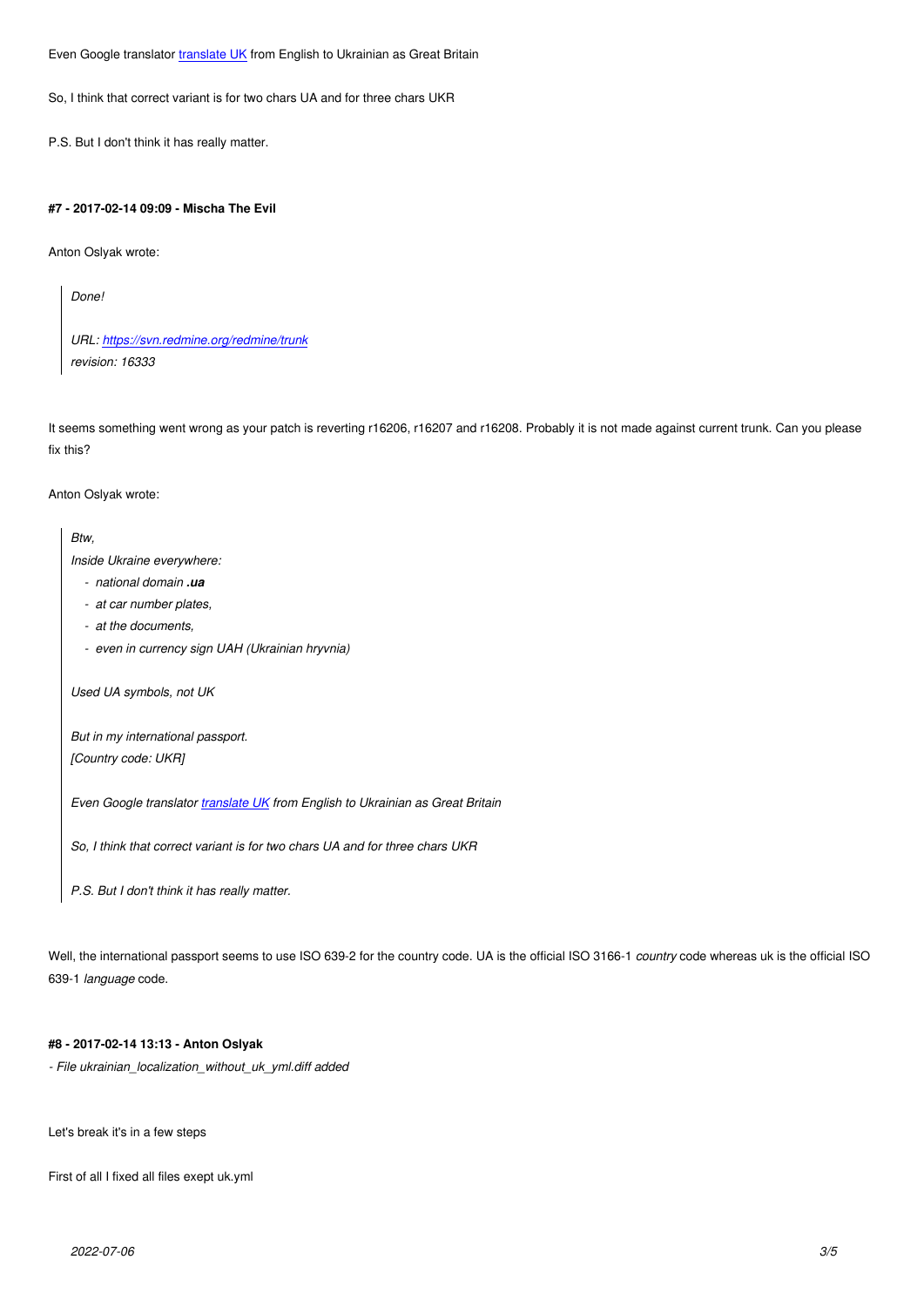Even Google translator [translate UK](#) from English to Ukrainian as Great Britain

So, I think that correct variant is for two chars UA and for three chars UKR

P.S. But I don't think it has really matter.

#### #7 - 2017-02-14 09:09 - Mischa The Evil

Anton Oslyak wrote:

> *Done!*
>
> *URL: [https://svn.redmine.org/redmine/trunk](https://svn.redmine.org/redmine/trunk)*
> *revision: 16333*

It seems something went wrong as your patch is reverting r16206, r16207 and r16208. Probably it is not made against current trunk. Can you please fix this?

Anton Oslyak wrote:

> *Btw,*
> *Inside Ukraine everywhere:*
> - *national domain **.ua***
> - *at car number plates,*
> - *at the documents,*
> - *even in currency sign UAH (Ukrainian hryvnia)*
>
> *Used UA symbols, not UK*
>
> *But in my international passport.*
> *[Country code: UKR]*
>
> *Even Google translator [translate UK](#) from English to Ukrainian as Great Britain*
>
> *So, I think that correct variant is for two chars UA and for three chars UKR*
>
> *P.S. But I don't think it has really matter.*

Well, the international passport seems to use ISO 639-2 for the country code. UA is the official ISO 3166-1 *country* code whereas uk is the official ISO 639-1 *language* code.

#### #8 - 2017-02-14 13:13 - Anton Oslyak

*- File ukrainian_localization_without_uk_yml.diff added*

Let's break it's in a few steps

First of all I fixed all files exept uk.yml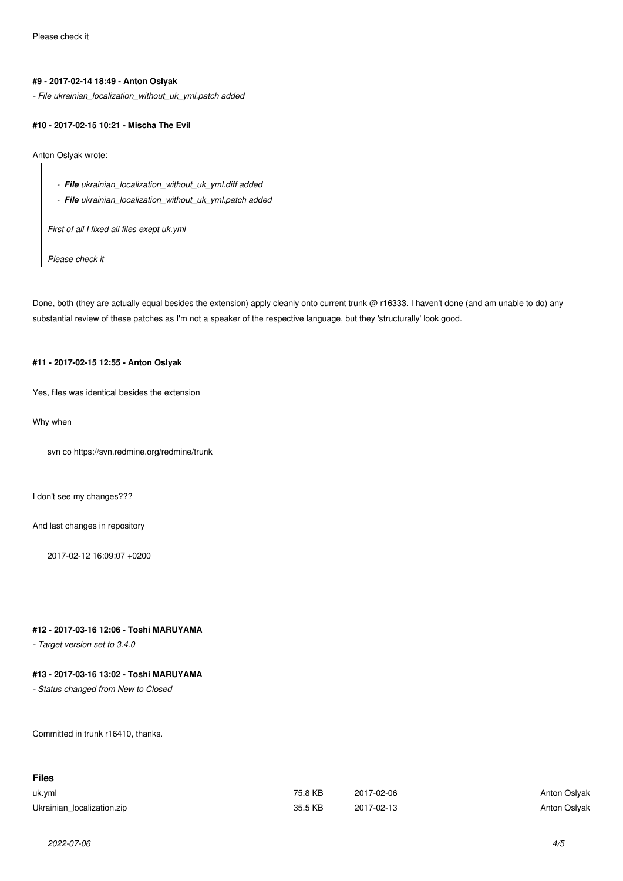Please check it

#### #9 - 2017-02-14 18:49 - Anton Oslyak

*- File ukrainian_localization_without_uk_yml.patch added*

#### #10 - 2017-02-15 10:21 - Mischa The Evil

Anton Oslyak wrote:

> - ***File** ukrainian_localization_without_uk_yml.diff added*
> - ***File** ukrainian_localization_without_uk_yml.patch added*
>
> *First of all I fixed all files exept uk.yml*
>
> *Please check it*

Done, both (they are actually equal besides the extension) apply cleanly onto current trunk @ r16333. I haven't done (and am unable to do) any substantial review of these patches as I'm not a speaker of the respective language, but they 'structurally' look good.

#### #11 - 2017-02-15 12:55 - Anton Oslyak

Yes, files was identical besides the extension

Why when

```
svn co https://svn.redmine.org/redmine/trunk
```

I don't see my changes???

And last changes in repository

```
2017-02-12 16:09:07 +0200
```

#### #12 - 2017-03-16 12:06 - Toshi MARUYAMA

*- Target version set to 3.4.0*

#### #13 - 2017-03-16 13:02 - Toshi MARUYAMA

*- Status changed from New to Closed*

Committed in trunk r16410, thanks.

### Files

| | | | |
|---|---|---|---|
| uk.yml | 75.8 KB | 2017-02-06 | Anton Oslyak |
| Ukrainian_localization.zip | 35.5 KB | 2017-02-13 | Anton Oslyak |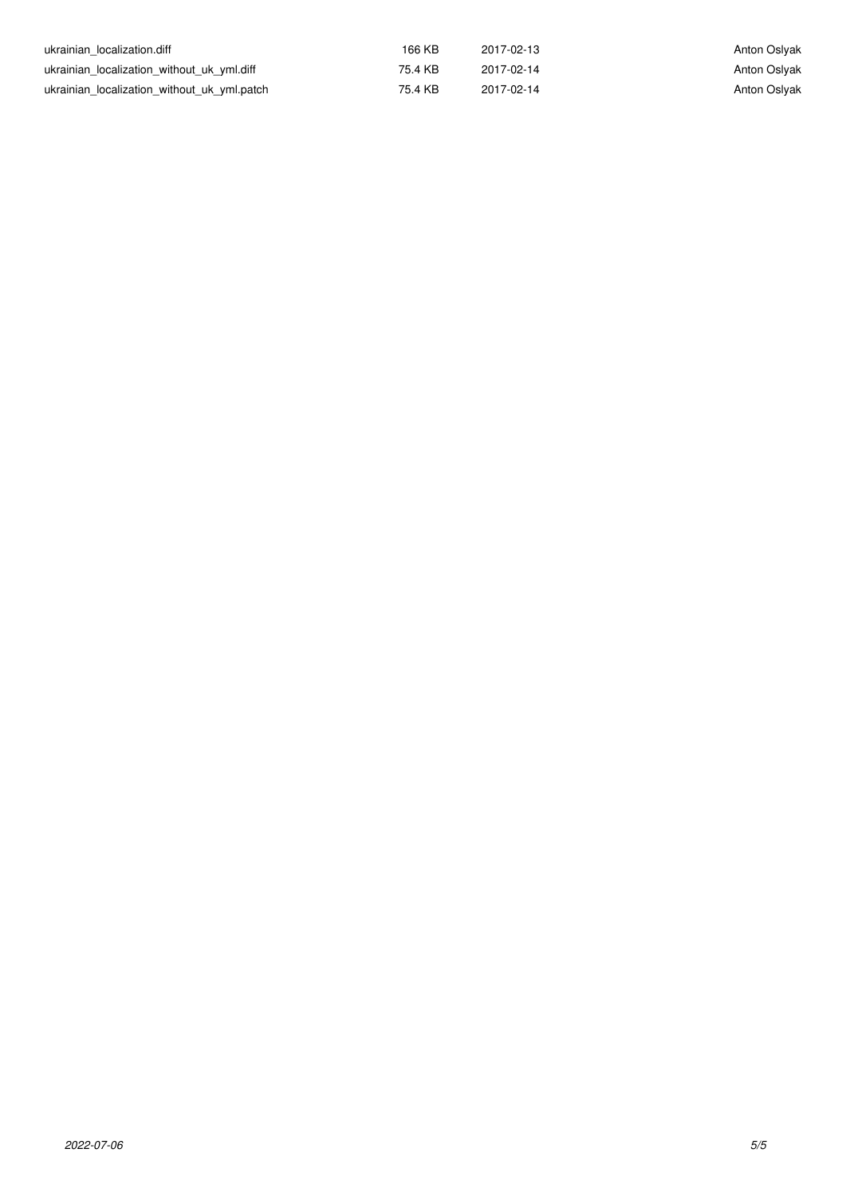| | | | |
|---|---|---|---|
| ukrainian_localization.diff | 166 KB | 2017-02-13 | Anton Oslyak |
| ukrainian_localization_without_uk_yml.diff | 75.4 KB | 2017-02-14 | Anton Oslyak |
| ukrainian_localization_without_uk_yml.patch | 75.4 KB | 2017-02-14 | Anton Oslyak |